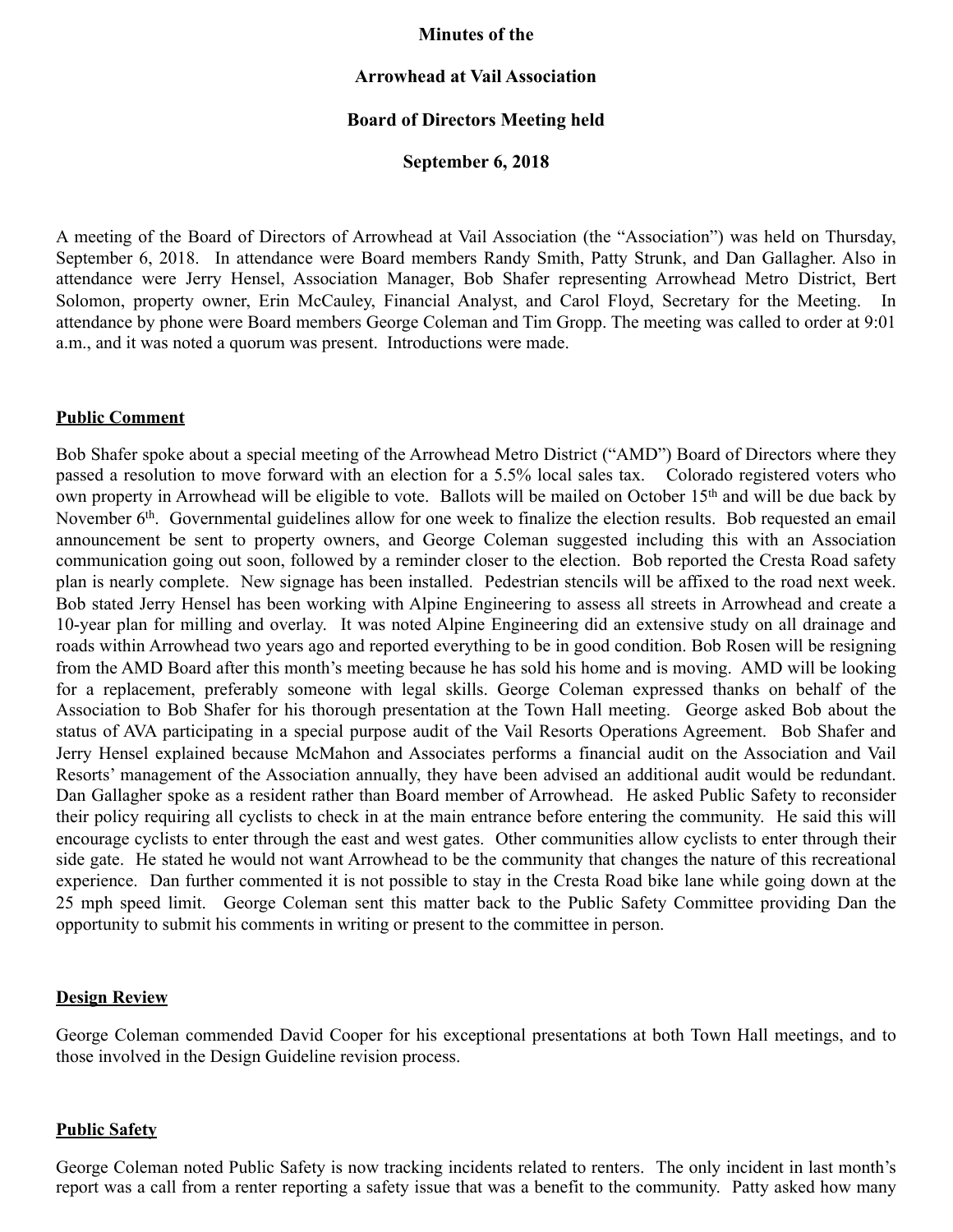**Minutes of the**

**Arrowhead at Vail Association**

**Board of Directors Meeting held**

**September 6, 2018**

A meeting of the Board of Directors of Arrowhead at Vail Association (the "Association") was held on Thursday, September 6, 2018. In attendance were Board members Randy Smith, Patty Strunk, and Dan Gallagher. Also in attendance were Jerry Hensel, Association Manager, Bob Shafer representing Arrowhead Metro District, Bert Solomon, property owner, Erin McCauley, Financial Analyst, and Carol Floyd, Secretary for the Meeting. In attendance by phone were Board members George Coleman and Tim Gropp. The meeting was called to order at 9:01 a.m., and it was noted a quorum was present. Introductions were made.

## Public Comment

Bob Shafer spoke about a special meeting of the Arrowhead Metro District ("AMD") Board of Directors where they passed a resolution to move forward with an election for a 5.5% local sales tax. Colorado registered voters who own property in Arrowhead will be eligible to vote. Ballots will be mailed on October 15th and will be due back by November 6th. Governmental guidelines allow for one week to finalize the election results. Bob requested an email announcement be sent to property owners, and George Coleman suggested including this with an Association communication going out soon, followed by a reminder closer to the election. Bob reported the Cresta Road safety plan is nearly complete. New signage has been installed. Pedestrian stencils will be affixed to the road next week. Bob stated Jerry Hensel has been working with Alpine Engineering to assess all streets in Arrowhead and create a 10-year plan for milling and overlay. It was noted Alpine Engineering did an extensive study on all drainage and roads within Arrowhead two years ago and reported everything to be in good condition. Bob Rosen will be resigning from the AMD Board after this month's meeting because he has sold his home and is moving. AMD will be looking for a replacement, preferably someone with legal skills. George Coleman expressed thanks on behalf of the Association to Bob Shafer for his thorough presentation at the Town Hall meeting. George asked Bob about the status of AVA participating in a special purpose audit of the Vail Resorts Operations Agreement. Bob Shafer and Jerry Hensel explained because McMahon and Associates performs a financial audit on the Association and Vail Resorts' management of the Association annually, they have been advised an additional audit would be redundant. Dan Gallagher spoke as a resident rather than Board member of Arrowhead. He asked Public Safety to reconsider their policy requiring all cyclists to check in at the main entrance before entering the community. He said this will encourage cyclists to enter through the east and west gates. Other communities allow cyclists to enter through their side gate. He stated he would not want Arrowhead to be the community that changes the nature of this recreational experience. Dan further commented it is not possible to stay in the Cresta Road bike lane while going down at the 25 mph speed limit. George Coleman sent this matter back to the Public Safety Committee providing Dan the opportunity to submit his comments in writing or present to the committee in person.

## Design Review

George Coleman commended David Cooper for his exceptional presentations at both Town Hall meetings, and to those involved in the Design Guideline revision process.

## Public Safety

George Coleman noted Public Safety is now tracking incidents related to renters. The only incident in last month's report was a call from a renter reporting a safety issue that was a benefit to the community. Patty asked how many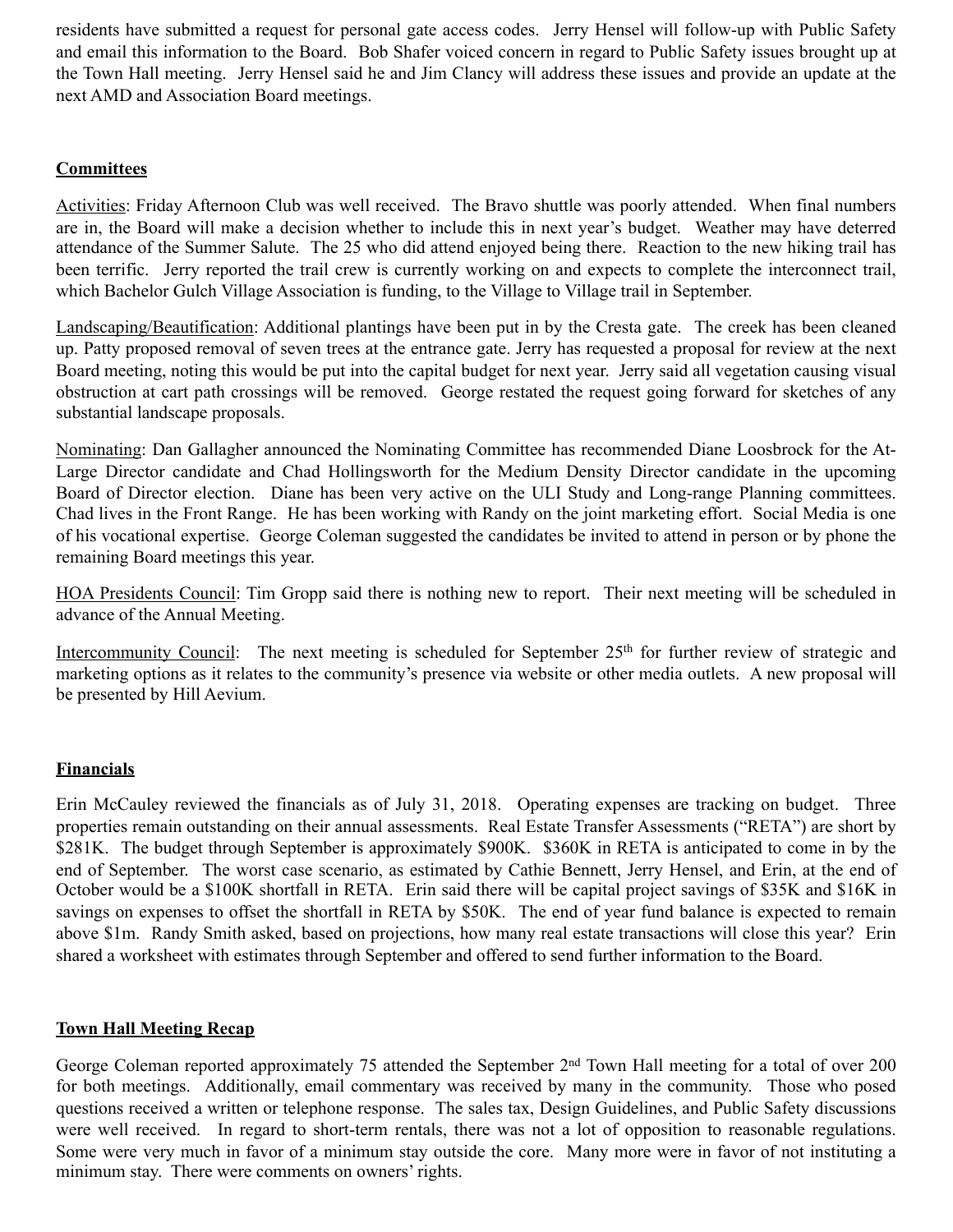residents have submitted a request for personal gate access codes. Jerry Hensel will follow-up with Public Safety and email this information to the Board. Bob Shafer voiced concern in regard to Public Safety issues brought up at the Town Hall meeting. Jerry Hensel said he and Jim Clancy will address these issues and provide an update at the next AMD and Association Board meetings.

## Committees

Activities: Friday Afternoon Club was well received. The Bravo shuttle was poorly attended. When final numbers are in, the Board will make a decision whether to include this in next year's budget. Weather may have deterred attendance of the Summer Salute. The 25 who did attend enjoyed being there. Reaction to the new hiking trail has been terrific. Jerry reported the trail crew is currently working on and expects to complete the interconnect trail, which Bachelor Gulch Village Association is funding, to the Village to Village trail in September.

Landscaping/Beautification: Additional plantings have been put in by the Cresta gate. The creek has been cleaned up. Patty proposed removal of seven trees at the entrance gate. Jerry has requested a proposal for review at the next Board meeting, noting this would be put into the capital budget for next year. Jerry said all vegetation causing visual obstruction at cart path crossings will be removed. George restated the request going forward for sketches of any substantial landscape proposals.

Nominating: Dan Gallagher announced the Nominating Committee has recommended Diane Loosbrock for the At-Large Director candidate and Chad Hollingsworth for the Medium Density Director candidate in the upcoming Board of Director election. Diane has been very active on the ULI Study and Long-range Planning committees. Chad lives in the Front Range. He has been working with Randy on the joint marketing effort. Social Media is one of his vocational expertise. George Coleman suggested the candidates be invited to attend in person or by phone the remaining Board meetings this year.

HOA Presidents Council: Tim Gropp said there is nothing new to report. Their next meeting will be scheduled in advance of the Annual Meeting.

Intercommunity Council: The next meeting is scheduled for September 25th for further review of strategic and marketing options as it relates to the community's presence via website or other media outlets. A new proposal will be presented by Hill Aevium.

## Financials

Erin McCauley reviewed the financials as of July 31, 2018. Operating expenses are tracking on budget. Three properties remain outstanding on their annual assessments. Real Estate Transfer Assessments ("RETA") are short by $281K. The budget through September is approximately $900K. $360K in RETA is anticipated to come in by the end of September. The worst case scenario, as estimated by Cathie Bennett, Jerry Hensel, and Erin, at the end of October would be a $100K shortfall in RETA. Erin said there will be capital project savings of $35K and $16K in savings on expenses to offset the shortfall in RETA by $50K. The end of year fund balance is expected to remain above $1m. Randy Smith asked, based on projections, how many real estate transactions will close this year? Erin shared a worksheet with estimates through September and offered to send further information to the Board.

## Town Hall Meeting Recap

George Coleman reported approximately 75 attended the September 2nd Town Hall meeting for a total of over 200 for both meetings. Additionally, email commentary was received by many in the community. Those who posed questions received a written or telephone response. The sales tax, Design Guidelines, and Public Safety discussions were well received. In regard to short-term rentals, there was not a lot of opposition to reasonable regulations. Some were very much in favor of a minimum stay outside the core. Many more were in favor of not instituting a minimum stay. There were comments on owners' rights.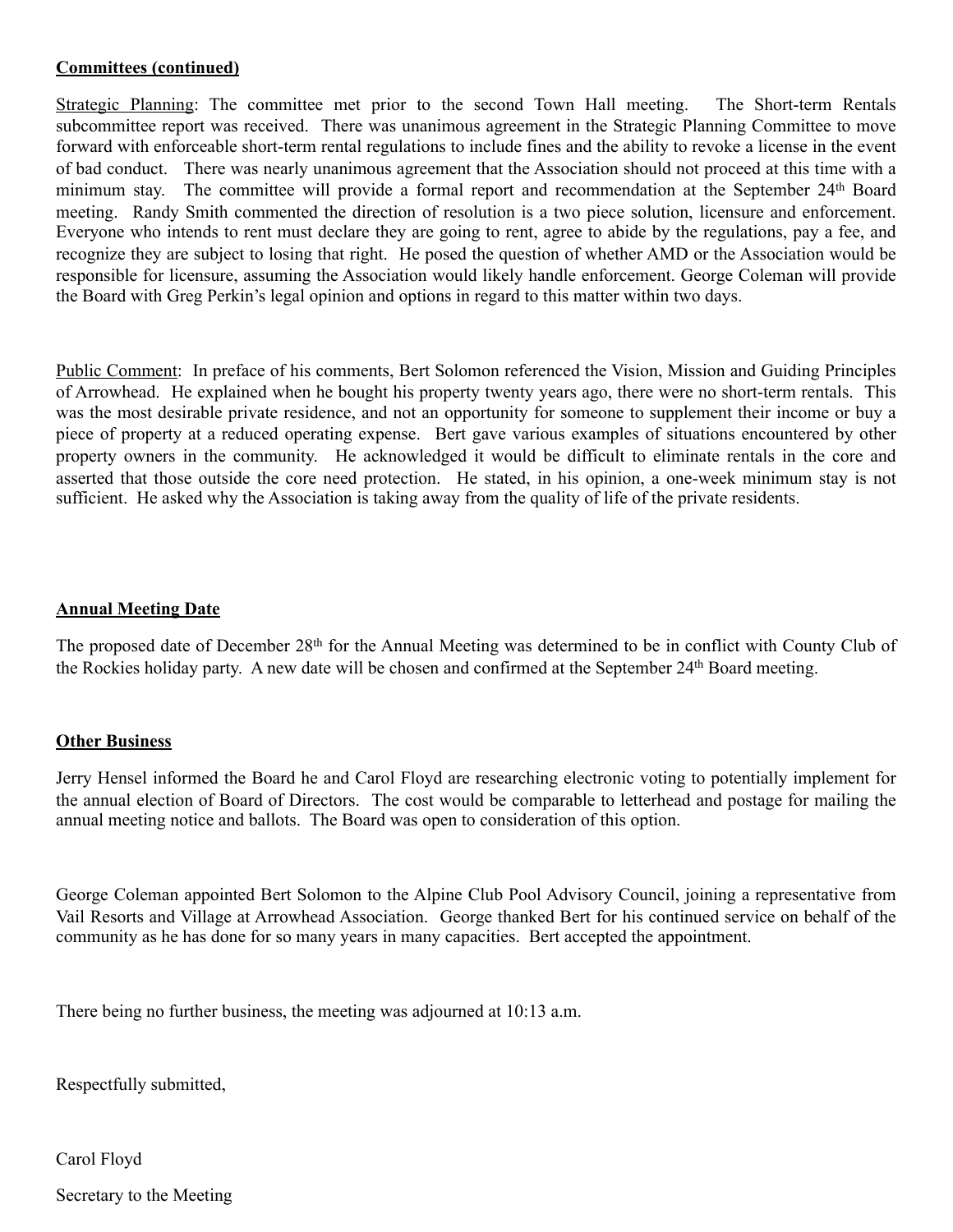**Committees (continued)**

Strategic Planning: The committee met prior to the second Town Hall meeting. The Short-term Rentals subcommittee report was received. There was unanimous agreement in the Strategic Planning Committee to move forward with enforceable short-term rental regulations to include fines and the ability to revoke a license in the event of bad conduct. There was nearly unanimous agreement that the Association should not proceed at this time with a minimum stay. The committee will provide a formal report and recommendation at the September 24th Board meeting. Randy Smith commented the direction of resolution is a two piece solution, licensure and enforcement. Everyone who intends to rent must declare they are going to rent, agree to abide by the regulations, pay a fee, and recognize they are subject to losing that right. He posed the question of whether AMD or the Association would be responsible for licensure, assuming the Association would likely handle enforcement. George Coleman will provide the Board with Greg Perkin's legal opinion and options in regard to this matter within two days.

Public Comment: In preface of his comments, Bert Solomon referenced the Vision, Mission and Guiding Principles of Arrowhead. He explained when he bought his property twenty years ago, there were no short-term rentals. This was the most desirable private residence, and not an opportunity for someone to supplement their income or buy a piece of property at a reduced operating expense. Bert gave various examples of situations encountered by other property owners in the community. He acknowledged it would be difficult to eliminate rentals in the core and asserted that those outside the core need protection. He stated, in his opinion, a one-week minimum stay is not sufficient. He asked why the Association is taking away from the quality of life of the private residents.

**Annual Meeting Date**

The proposed date of December 28th for the Annual Meeting was determined to be in conflict with County Club of the Rockies holiday party. A new date will be chosen and confirmed at the September 24th Board meeting.

**Other Business**

Jerry Hensel informed the Board he and Carol Floyd are researching electronic voting to potentially implement for the annual election of Board of Directors. The cost would be comparable to letterhead and postage for mailing the annual meeting notice and ballots. The Board was open to consideration of this option.

George Coleman appointed Bert Solomon to the Alpine Club Pool Advisory Council, joining a representative from Vail Resorts and Village at Arrowhead Association. George thanked Bert for his continued service on behalf of the community as he has done for so many years in many capacities. Bert accepted the appointment.

There being no further business, the meeting was adjourned at 10:13 a.m.

Respectfully submitted,

Carol Floyd

Secretary to the Meeting